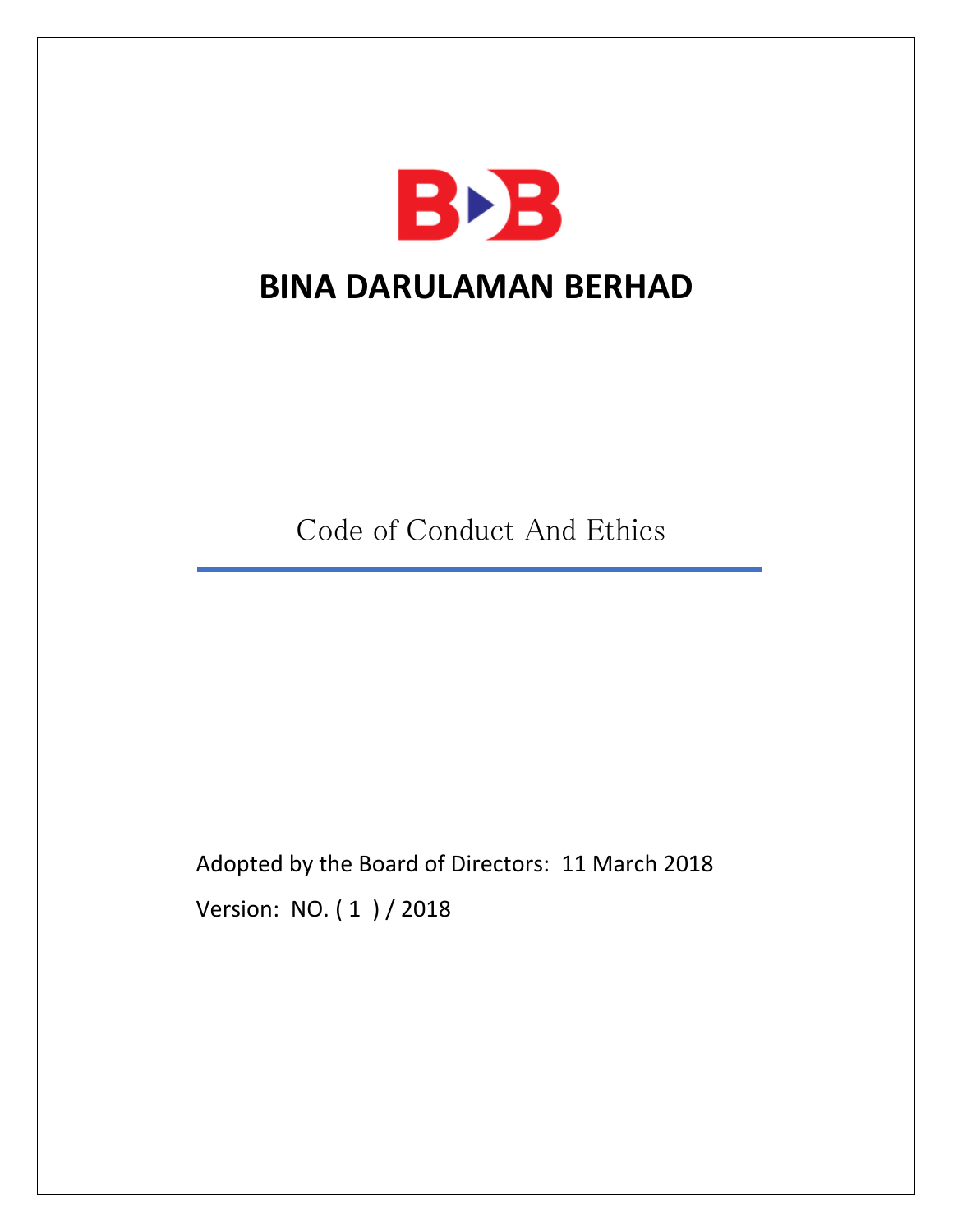# BINA DARULAMAN BERHAD

## Code of Conduct And Ethics

Adopted by the Board of Directors: 11 March 2018

Version: NO. ( 1 ) / 2018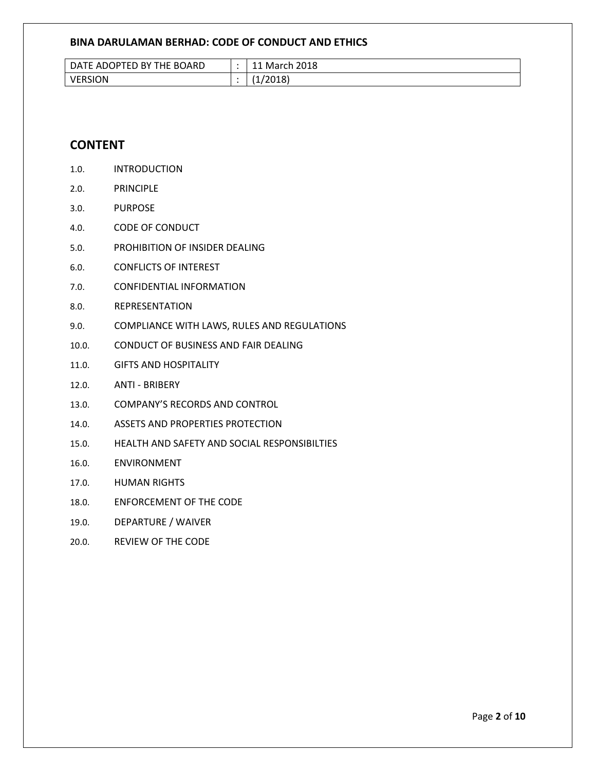**BINA DARULAMAN BERHAD: CODE OF CONDUCT AND ETHICS**

| DATE ADOPTED BY THE BOARD | : | 11 March 2018 |
|---|---|---|
| VERSION | : | (1/2018) |

## CONTENT

1.0. INTRODUCTION

2.0. PRINCIPLE

3.0. PURPOSE

4.0. CODE OF CONDUCT

5.0. PROHIBITION OF INSIDER DEALING

6.0. CONFLICTS OF INTEREST

7.0. CONFIDENTIAL INFORMATION

8.0. REPRESENTATION

9.0. COMPLIANCE WITH LAWS, RULES AND REGULATIONS

10.0. CONDUCT OF BUSINESS AND FAIR DEALING

11.0. GIFTS AND HOSPITALITY

12.0. ANTI - BRIBERY

13.0. COMPANY'S RECORDS AND CONTROL

14.0. ASSETS AND PROPERTIES PROTECTION

15.0. HEALTH AND SAFETY AND SOCIAL RESPONSIBILTIES

16.0. ENVIRONMENT

17.0. HUMAN RIGHTS

18.0. ENFORCEMENT OF THE CODE

19.0. DEPARTURE / WAIVER

20.0. REVIEW OF THE CODE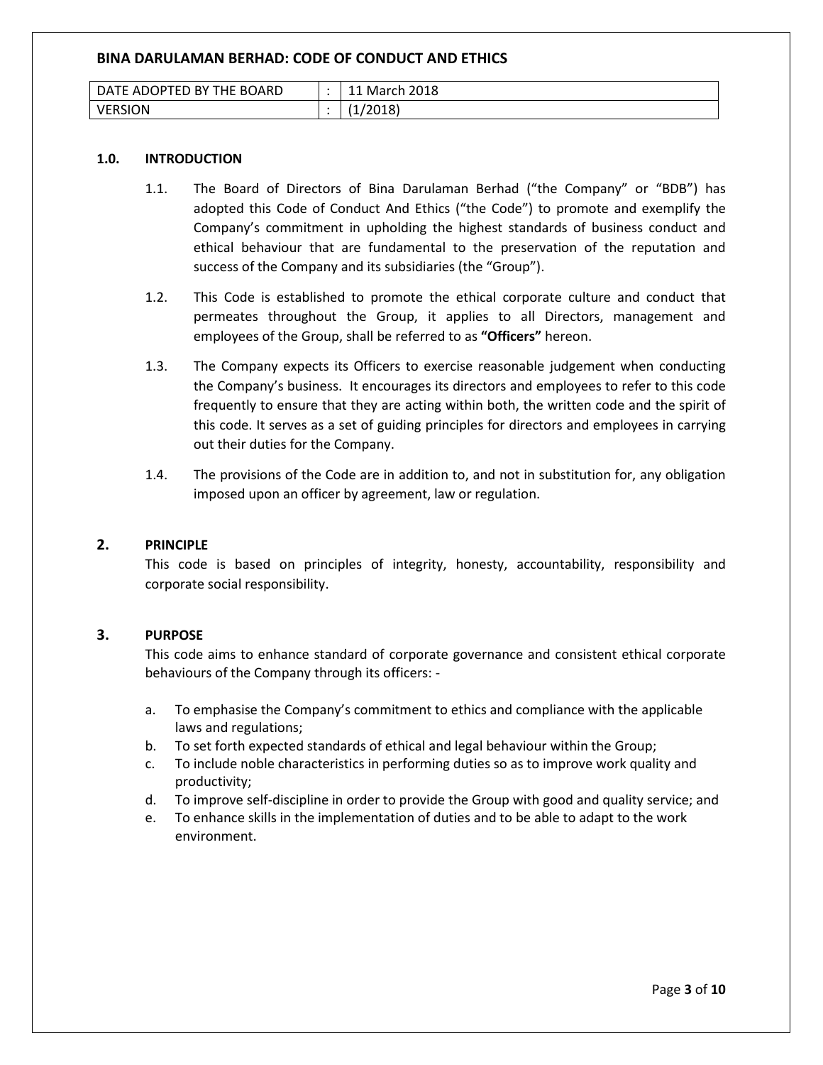# BINA DARULAMAN BERHAD: CODE OF CONDUCT AND ETHICS

| DATE ADOPTED BY THE BOARD | : | 11 March 2018 |
| --- | --- | --- |
| VERSION | : | (1/2018) |

## 1.0. INTRODUCTION

1.1. The Board of Directors of Bina Darulaman Berhad ("the Company" or "BDB") has adopted this Code of Conduct And Ethics ("the Code") to promote and exemplify the Company's commitment in upholding the highest standards of business conduct and ethical behaviour that are fundamental to the preservation of the reputation and success of the Company and its subsidiaries (the "Group").

1.2. This Code is established to promote the ethical corporate culture and conduct that permeates throughout the Group, it applies to all Directors, management and employees of the Group, shall be referred to as **"Officers"** hereon.

1.3. The Company expects its Officers to exercise reasonable judgement when conducting the Company's business. It encourages its directors and employees to refer to this code frequently to ensure that they are acting within both, the written code and the spirit of this code. It serves as a set of guiding principles for directors and employees in carrying out their duties for the Company.

1.4. The provisions of the Code are in addition to, and not in substitution for, any obligation imposed upon an officer by agreement, law or regulation.

## 2. PRINCIPLE

This code is based on principles of integrity, honesty, accountability, responsibility and corporate social responsibility.

## 3. PURPOSE

This code aims to enhance standard of corporate governance and consistent ethical corporate behaviours of the Company through its officers: -

a. To emphasise the Company's commitment to ethics and compliance with the applicable laws and regulations;
b. To set forth expected standards of ethical and legal behaviour within the Group;
c. To include noble characteristics in performing duties so as to improve work quality and productivity;
d. To improve self-discipline in order to provide the Group with good and quality service; and
e. To enhance skills in the implementation of duties and to be able to adapt to the work environment.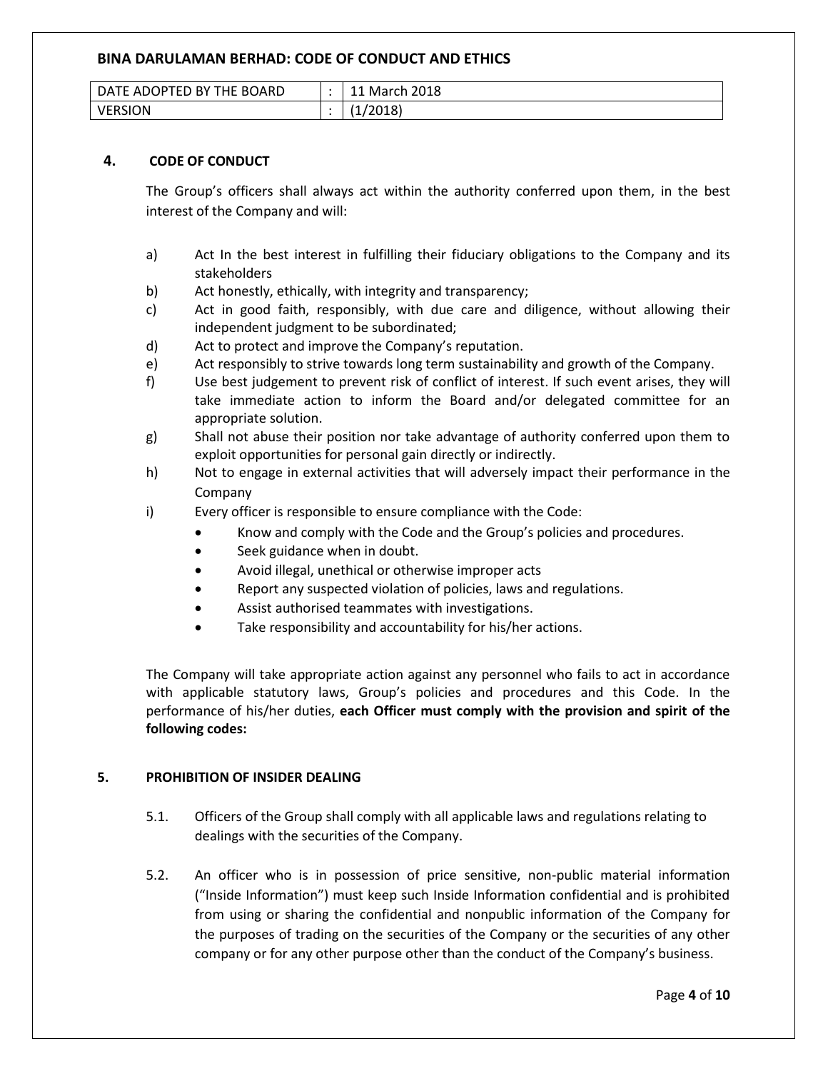## 4. CODE OF CONDUCT

The Group's officers shall always act within the authority conferred upon them, in the best interest of the Company and will:

a) Act In the best interest in fulfilling their fiduciary obligations to the Company and its stakeholders
b) Act honestly, ethically, with integrity and transparency;
c) Act in good faith, responsibly, with due care and diligence, without allowing their independent judgment to be subordinated;
d) Act to protect and improve the Company's reputation.
e) Act responsibly to strive towards long term sustainability and growth of the Company.
f) Use best judgement to prevent risk of conflict of interest. If such event arises, they will take immediate action to inform the Board and/or delegated committee for an appropriate solution.
g) Shall not abuse their position nor take advantage of authority conferred upon them to exploit opportunities for personal gain directly or indirectly.
h) Not to engage in external activities that will adversely impact their performance in the Company
i) Every officer is responsible to ensure compliance with the Code:
   - Know and comply with the Code and the Group's policies and procedures.
   - Seek guidance when in doubt.
   - Avoid illegal, unethical or otherwise improper acts
   - Report any suspected violation of policies, laws and regulations.
   - Assist authorised teammates with investigations.
   - Take responsibility and accountability for his/her actions.

The Company will take appropriate action against any personnel who fails to act in accordance with applicable statutory laws, Group's policies and procedures and this Code. In the performance of his/her duties, **each Officer must comply with the provision and spirit of the following codes:**

## 5. PROHIBITION OF INSIDER DEALING

5.1. Officers of the Group shall comply with all applicable laws and regulations relating to dealings with the securities of the Company.

5.2. An officer who is in possession of price sensitive, non-public material information ("Inside Information") must keep such Inside Information confidential and is prohibited from using or sharing the confidential and nonpublic information of the Company for the purposes of trading on the securities of the Company or the securities of any other company or for any other purpose other than the conduct of the Company's business.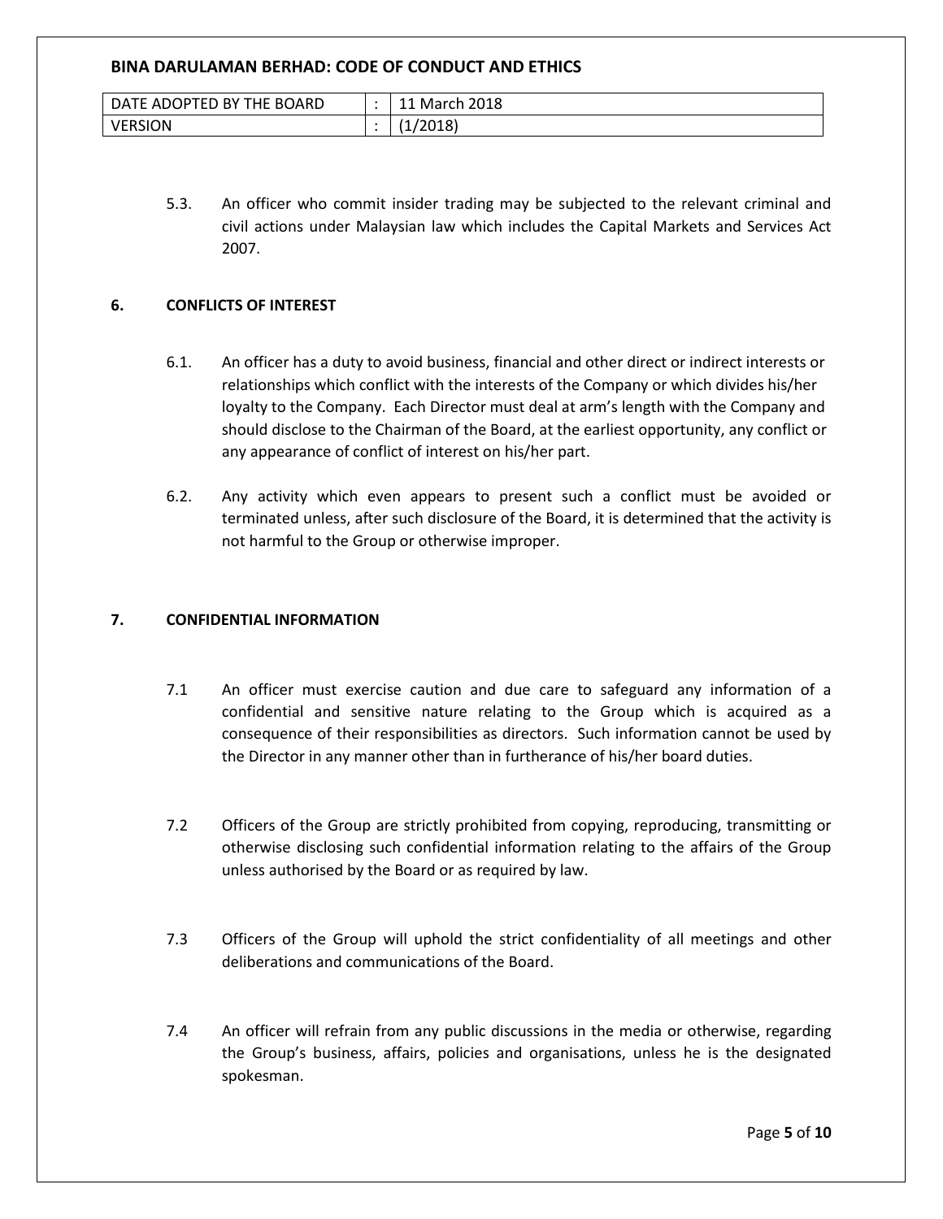5.3. An officer who commit insider trading may be subjected to the relevant criminal and civil actions under Malaysian law which includes the Capital Markets and Services Act 2007.

## 6. CONFLICTS OF INTEREST

6.1. An officer has a duty to avoid business, financial and other direct or indirect interests or relationships which conflict with the interests of the Company or which divides his/her loyalty to the Company. Each Director must deal at arm's length with the Company and should disclose to the Chairman of the Board, at the earliest opportunity, any conflict or any appearance of conflict of interest on his/her part.

6.2. Any activity which even appears to present such a conflict must be avoided or terminated unless, after such disclosure of the Board, it is determined that the activity is not harmful to the Group or otherwise improper.

## 7. CONFIDENTIAL INFORMATION

7.1 An officer must exercise caution and due care to safeguard any information of a confidential and sensitive nature relating to the Group which is acquired as a consequence of their responsibilities as directors. Such information cannot be used by the Director in any manner other than in furtherance of his/her board duties.

7.2 Officers of the Group are strictly prohibited from copying, reproducing, transmitting or otherwise disclosing such confidential information relating to the affairs of the Group unless authorised by the Board or as required by law.

7.3 Officers of the Group will uphold the strict confidentiality of all meetings and other deliberations and communications of the Board.

7.4 An officer will refrain from any public discussions in the media or otherwise, regarding the Group's business, affairs, policies and organisations, unless he is the designated spokesman.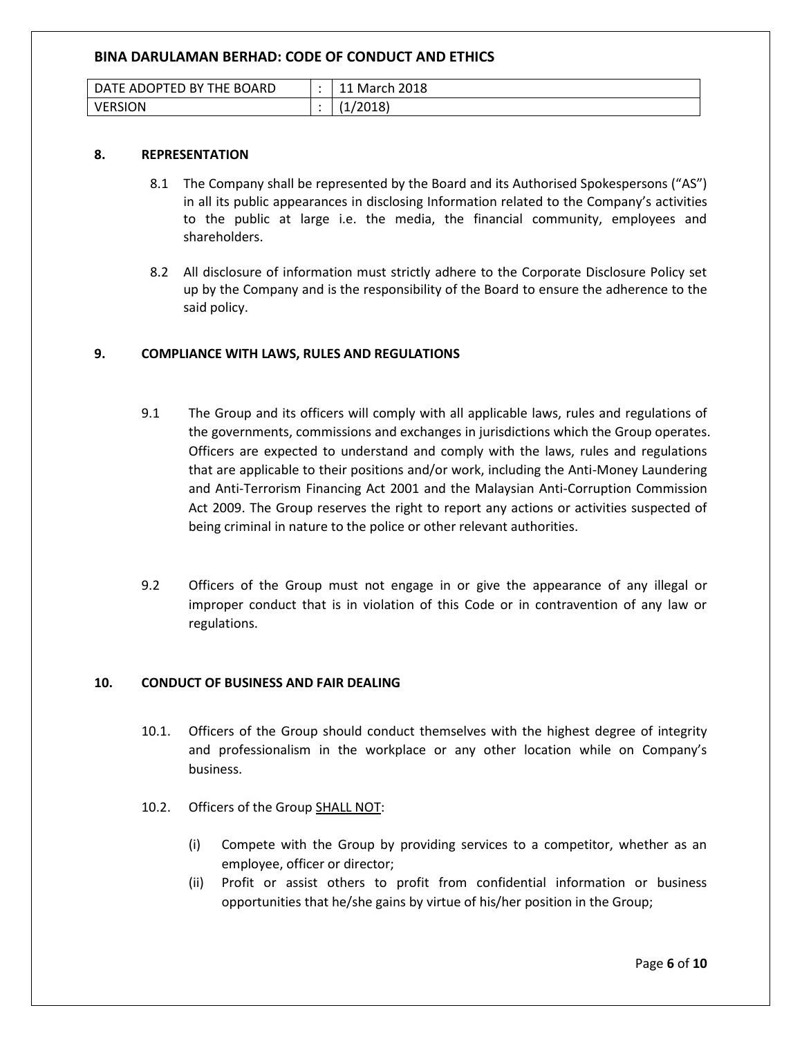## 8. REPRESENTATION

8.1 The Company shall be represented by the Board and its Authorised Spokespersons ("AS") in all its public appearances in disclosing Information related to the Company's activities to the public at large i.e. the media, the financial community, employees and shareholders.

8.2 All disclosure of information must strictly adhere to the Corporate Disclosure Policy set up by the Company and is the responsibility of the Board to ensure the adherence to the said policy.

## 9. COMPLIANCE WITH LAWS, RULES AND REGULATIONS

9.1 The Group and its officers will comply with all applicable laws, rules and regulations of the governments, commissions and exchanges in jurisdictions which the Group operates. Officers are expected to understand and comply with the laws, rules and regulations that are applicable to their positions and/or work, including the Anti-Money Laundering and Anti-Terrorism Financing Act 2001 and the Malaysian Anti-Corruption Commission Act 2009. The Group reserves the right to report any actions or activities suspected of being criminal in nature to the police or other relevant authorities.

9.2 Officers of the Group must not engage in or give the appearance of any illegal or improper conduct that is in violation of this Code or in contravention of any law or regulations.

## 10. CONDUCT OF BUSINESS AND FAIR DEALING

10.1. Officers of the Group should conduct themselves with the highest degree of integrity and professionalism in the workplace or any other location while on Company's business.

10.2. Officers of the Group <u>SHALL NOT</u>:

(i) Compete with the Group by providing services to a competitor, whether as an employee, officer or director;

(ii) Profit or assist others to profit from confidential information or business opportunities that he/she gains by virtue of his/her position in the Group;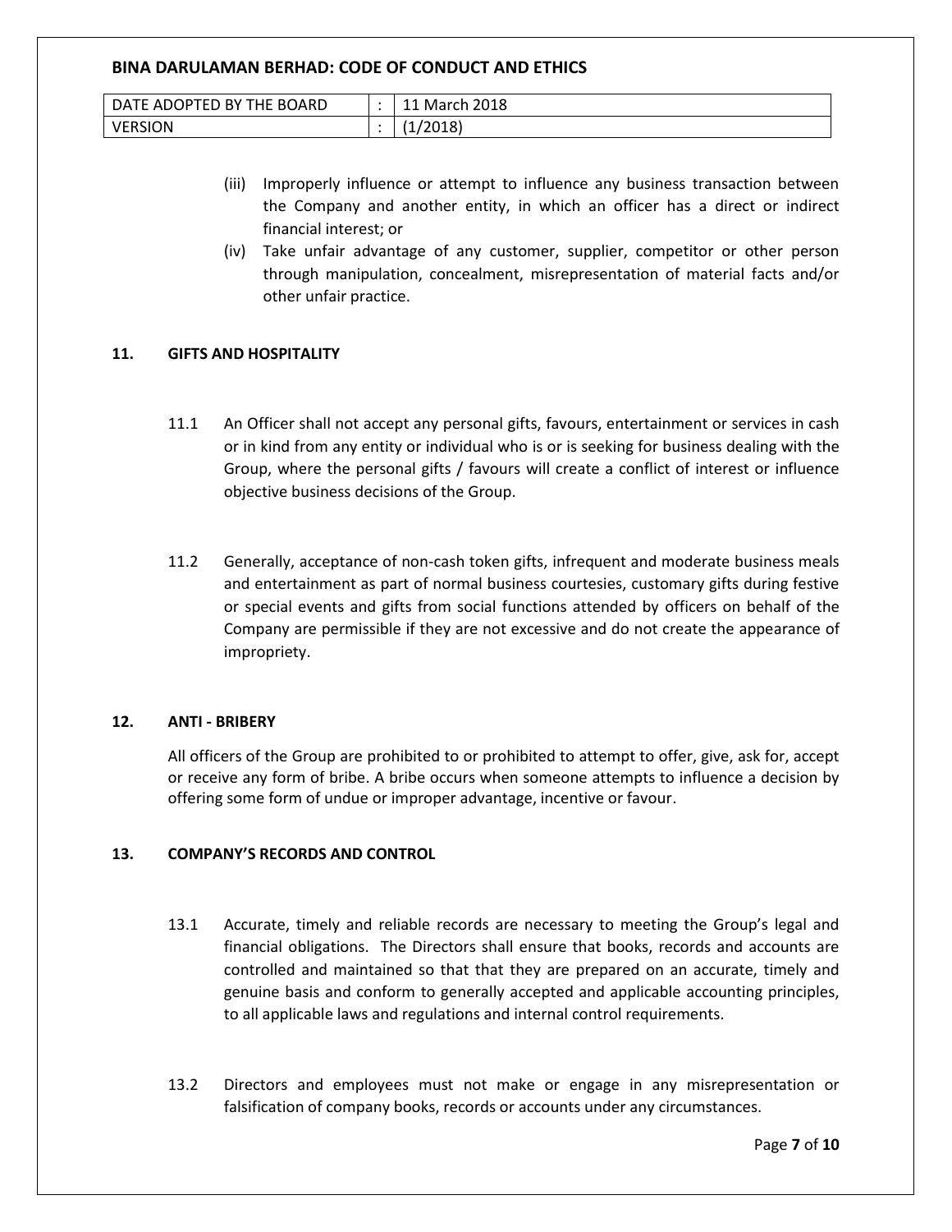(iii) Improperly influence or attempt to influence any business transaction between the Company and another entity, in which an officer has a direct or indirect financial interest; or

(iv) Take unfair advantage of any customer, supplier, competitor or other person through manipulation, concealment, misrepresentation of material facts and/or other unfair practice.

## 11. GIFTS AND HOSPITALITY

11.1 An Officer shall not accept any personal gifts, favours, entertainment or services in cash or in kind from any entity or individual who is or is seeking for business dealing with the Group, where the personal gifts / favours will create a conflict of interest or influence objective business decisions of the Group.

11.2 Generally, acceptance of non-cash token gifts, infrequent and moderate business meals and entertainment as part of normal business courtesies, customary gifts during festive or special events and gifts from social functions attended by officers on behalf of the Company are permissible if they are not excessive and do not create the appearance of impropriety.

## 12. ANTI - BRIBERY

All officers of the Group are prohibited to or prohibited to attempt to offer, give, ask for, accept or receive any form of bribe. A bribe occurs when someone attempts to influence a decision by offering some form of undue or improper advantage, incentive or favour.

## 13. COMPANY'S RECORDS AND CONTROL

13.1 Accurate, timely and reliable records are necessary to meeting the Group's legal and financial obligations. The Directors shall ensure that books, records and accounts are controlled and maintained so that that they are prepared on an accurate, timely and genuine basis and conform to generally accepted and applicable accounting principles, to all applicable laws and regulations and internal control requirements.

13.2 Directors and employees must not make or engage in any misrepresentation or falsification of company books, records or accounts under any circumstances.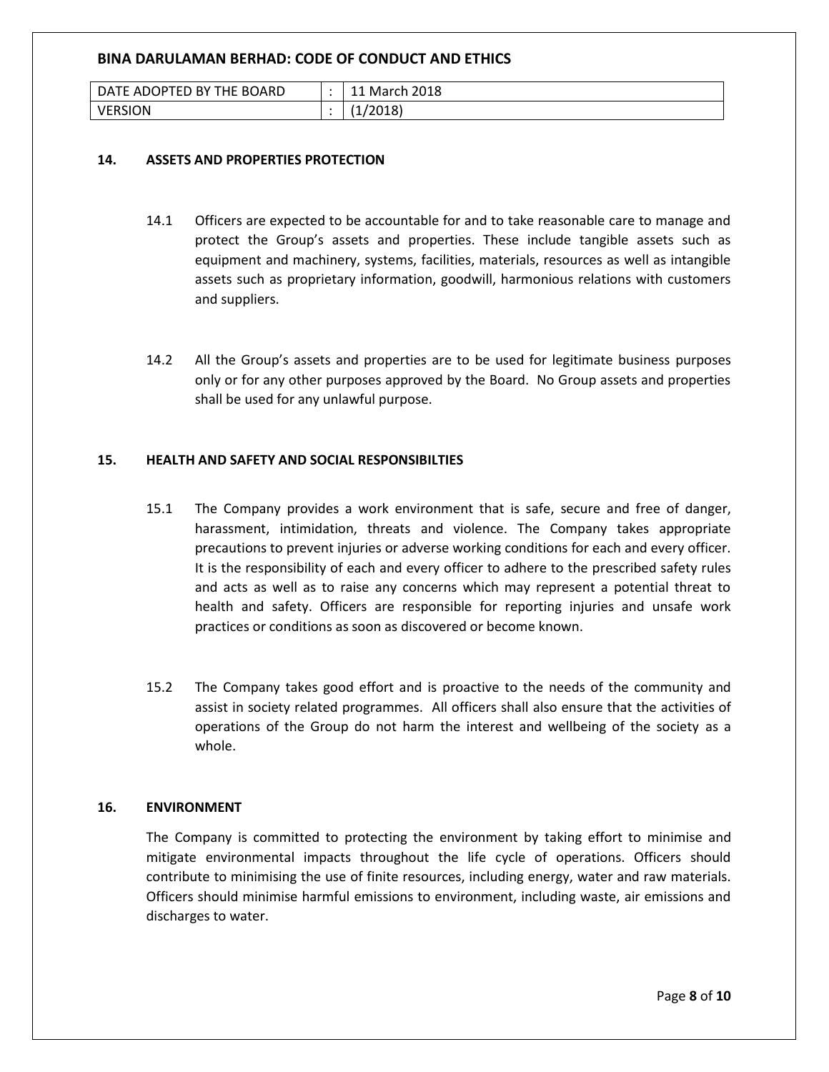## 14. ASSETS AND PROPERTIES PROTECTION

14.1 Officers are expected to be accountable for and to take reasonable care to manage and protect the Group's assets and properties. These include tangible assets such as equipment and machinery, systems, facilities, materials, resources as well as intangible assets such as proprietary information, goodwill, harmonious relations with customers and suppliers.

14.2 All the Group's assets and properties are to be used for legitimate business purposes only or for any other purposes approved by the Board. No Group assets and properties shall be used for any unlawful purpose.

## 15. HEALTH AND SAFETY AND SOCIAL RESPONSIBILTIES

15.1 The Company provides a work environment that is safe, secure and free of danger, harassment, intimidation, threats and violence. The Company takes appropriate precautions to prevent injuries or adverse working conditions for each and every officer. It is the responsibility of each and every officer to adhere to the prescribed safety rules and acts as well as to raise any concerns which may represent a potential threat to health and safety. Officers are responsible for reporting injuries and unsafe work practices or conditions as soon as discovered or become known.

15.2 The Company takes good effort and is proactive to the needs of the community and assist in society related programmes. All officers shall also ensure that the activities of operations of the Group do not harm the interest and wellbeing of the society as a whole.

## 16. ENVIRONMENT

The Company is committed to protecting the environment by taking effort to minimise and mitigate environmental impacts throughout the life cycle of operations. Officers should contribute to minimising the use of finite resources, including energy, water and raw materials. Officers should minimise harmful emissions to environment, including waste, air emissions and discharges to water.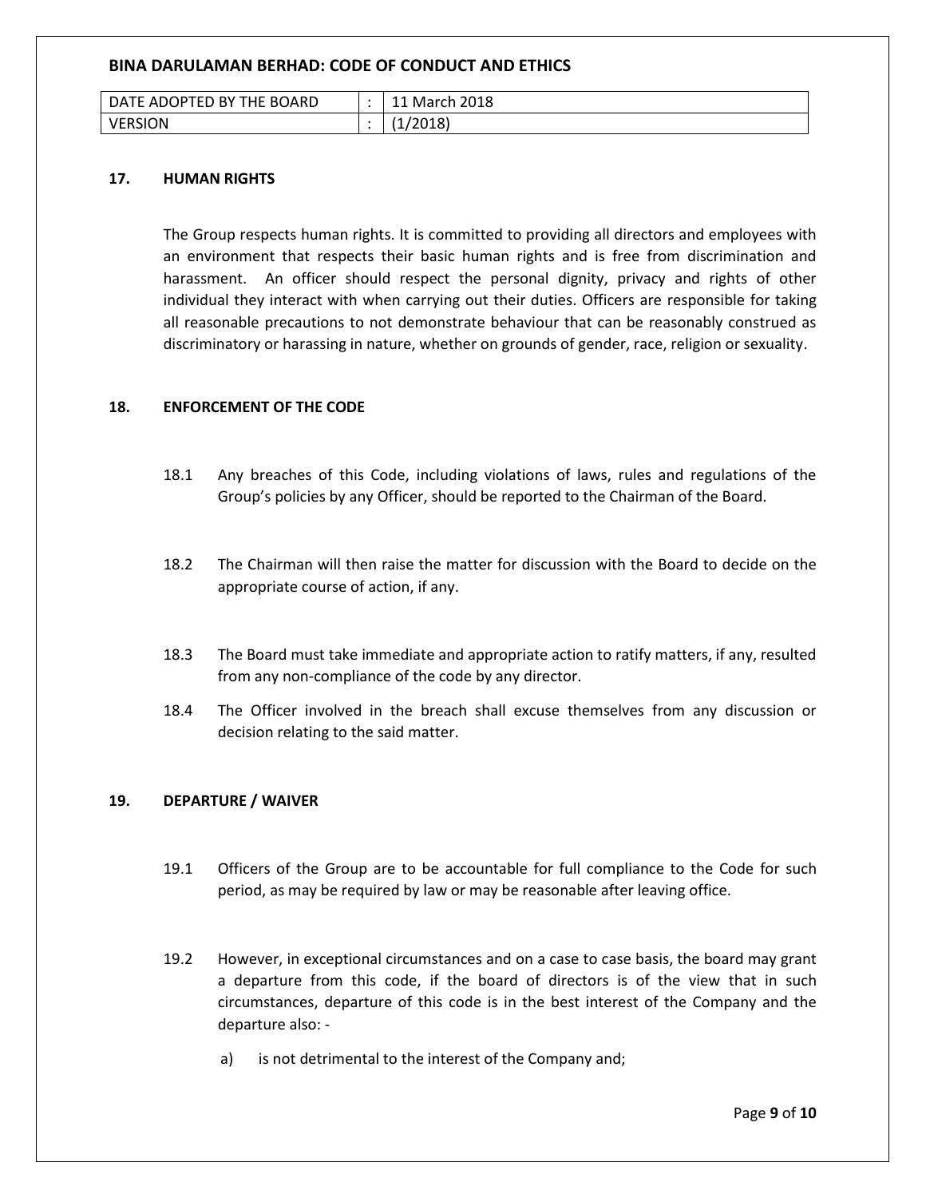## 17. HUMAN RIGHTS

The Group respects human rights. It is committed to providing all directors and employees with an environment that respects their basic human rights and is free from discrimination and harassment. An officer should respect the personal dignity, privacy and rights of other individual they interact with when carrying out their duties. Officers are responsible for taking all reasonable precautions to not demonstrate behaviour that can be reasonably construed as discriminatory or harassing in nature, whether on grounds of gender, race, religion or sexuality.

## 18. ENFORCEMENT OF THE CODE

18.1 Any breaches of this Code, including violations of laws, rules and regulations of the Group's policies by any Officer, should be reported to the Chairman of the Board.

18.2 The Chairman will then raise the matter for discussion with the Board to decide on the appropriate course of action, if any.

18.3 The Board must take immediate and appropriate action to ratify matters, if any, resulted from any non-compliance of the code by any director.

18.4 The Officer involved in the breach shall excuse themselves from any discussion or decision relating to the said matter.

## 19. DEPARTURE / WAIVER

19.1 Officers of the Group are to be accountable for full compliance to the Code for such period, as may be required by law or may be reasonable after leaving office.

19.2 However, in exceptional circumstances and on a case to case basis, the board may grant a departure from this code, if the board of directors is of the view that in such circumstances, departure of this code is in the best interest of the Company and the departure also: -

a) is not detrimental to the interest of the Company and;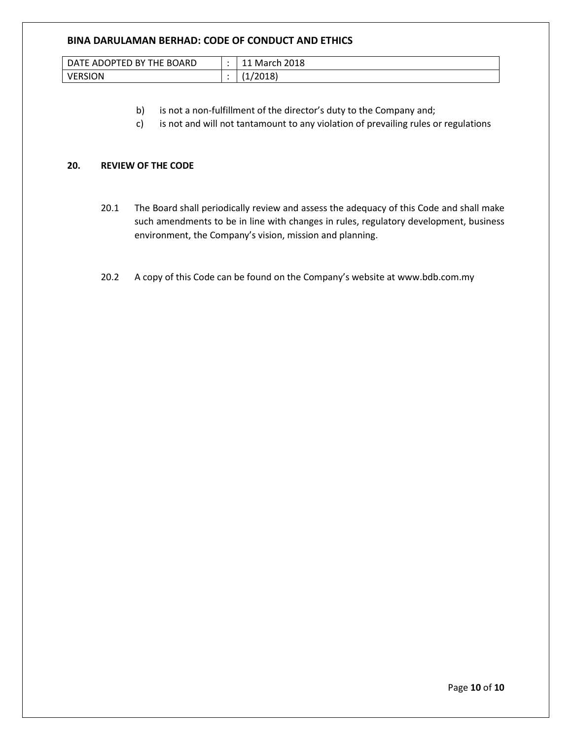b) is not a non-fulfillment of the director's duty to the Company and;

c) is not and will not tantamount to any violation of prevailing rules or regulations

## 20. REVIEW OF THE CODE

20.1 The Board shall periodically review and assess the adequacy of this Code and shall make such amendments to be in line with changes in rules, regulatory development, business environment, the Company's vision, mission and planning.

20.2 A copy of this Code can be found on the Company's website at www.bdb.com.my